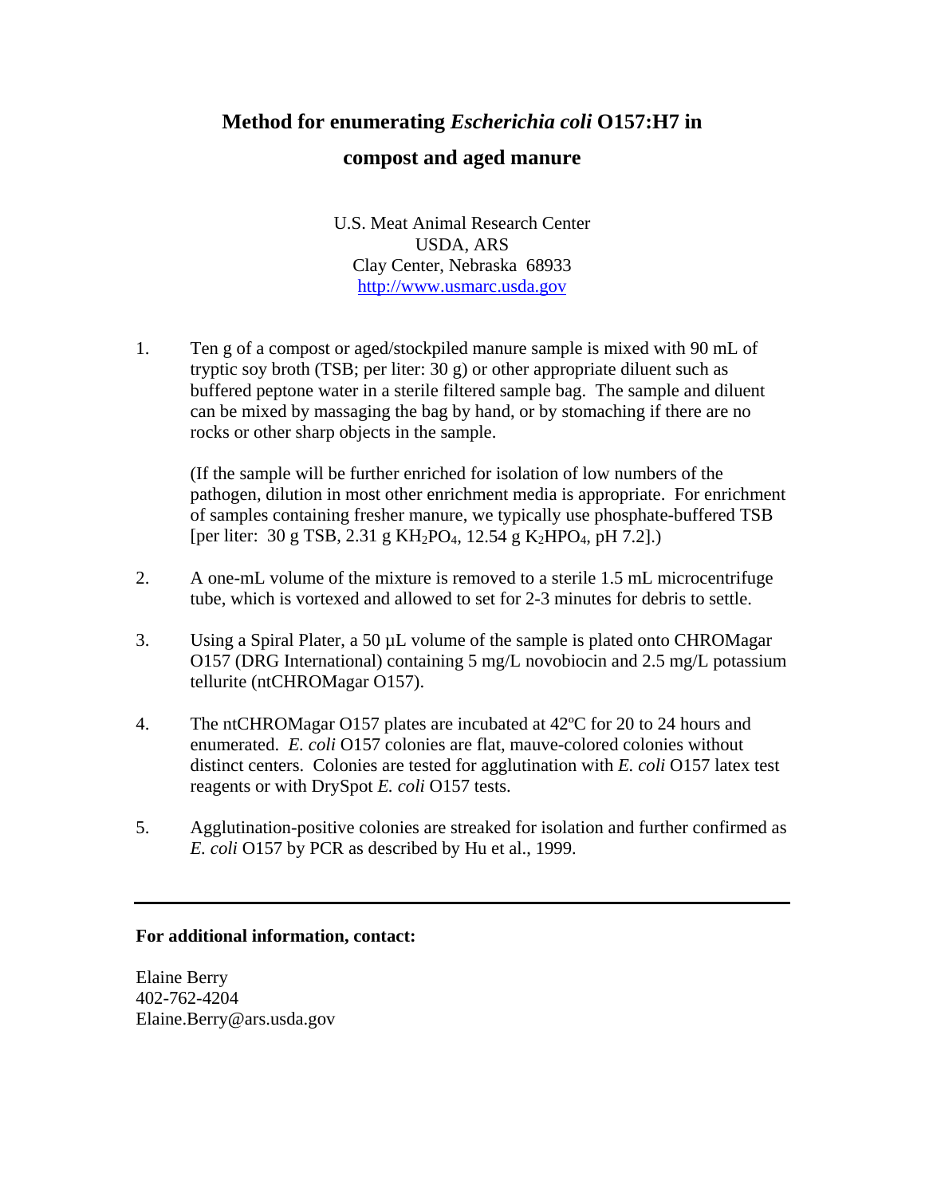# Method for enumerating *Escherichia coli* O157:H7 in compost and aged manure

U.S. Meat Animal Research Center
USDA, ARS
Clay Center, Nebraska 68933
http://www.usmarc.usda.gov

1. Ten g of a compost or aged/stockpiled manure sample is mixed with 90 mL of tryptic soy broth (TSB; per liter: 30 g) or other appropriate diluent such as buffered peptone water in a sterile filtered sample bag. The sample and diluent can be mixed by massaging the bag by hand, or by stomaching if there are no rocks or other sharp objects in the sample.

   (If the sample will be further enriched for isolation of low numbers of the pathogen, dilution in most other enrichment media is appropriate. For enrichment of samples containing fresher manure, we typically use phosphate-buffered TSB [per liter: 30 g TSB, 2.31 g $KH_2PO_4$, 12.54 g $K_2HPO_4$, pH 7.2].)

2. A one-mL volume of the mixture is removed to a sterile 1.5 mL microcentrifuge tube, which is vortexed and allowed to set for 2-3 minutes for debris to settle.

3. Using a Spiral Plater, a 50 µL volume of the sample is plated onto CHROMagar O157 (DRG International) containing 5 mg/L novobiocin and 2.5 mg/L potassium tellurite (ntCHROMagar O157).

4. The ntCHROMagar O157 plates are incubated at 42ºC for 20 to 24 hours and enumerated. *E. coli* O157 colonies are flat, mauve-colored colonies without distinct centers. Colonies are tested for agglutination with *E. coli* O157 latex test reagents or with DrySpot *E. coli* O157 tests.

5. Agglutination-positive colonies are streaked for isolation and further confirmed as *E. coli* O157 by PCR as described by Hu et al., 1999.

---

**For additional information, contact:**

Elaine Berry
402-762-4204
Elaine.Berry@ars.usda.gov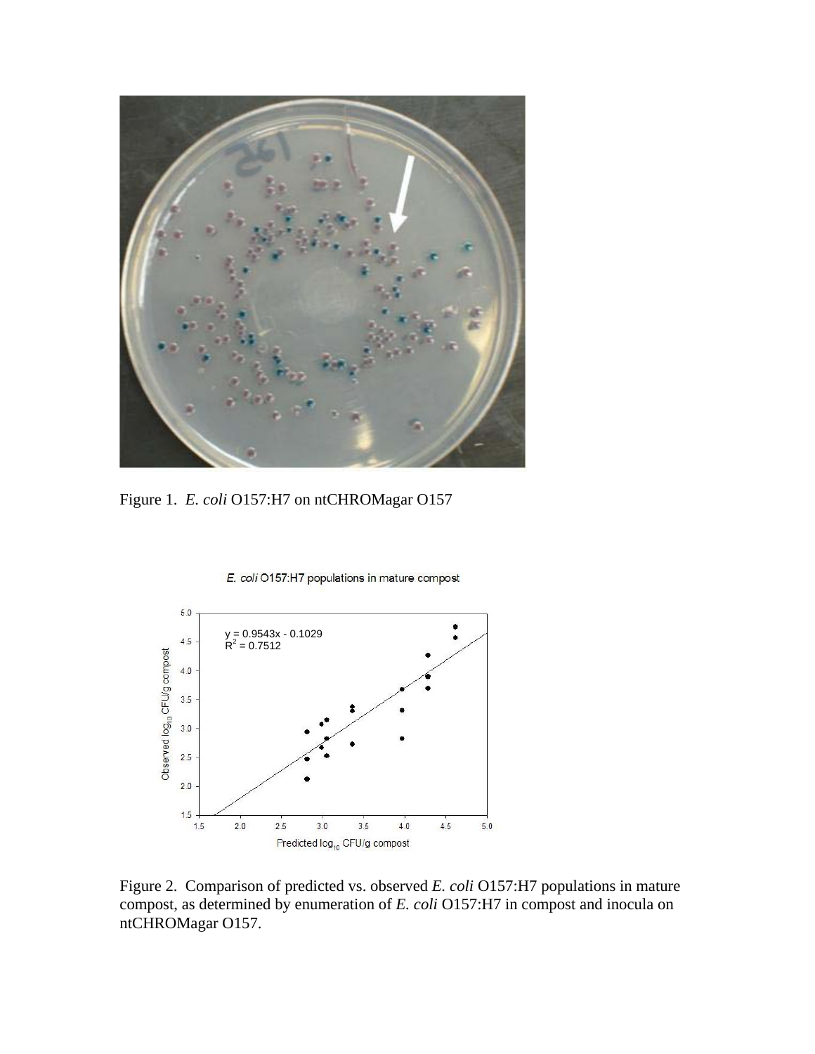Figure 1. *E. coli* O157:H7 on ntCHROMagar O157

Figure 2. Comparison of predicted vs. observed *E. coli* O157:H7 populations in mature compost, as determined by enumeration of *E. coli* O157:H7 in compost and inocula on ntCHROMagar O157.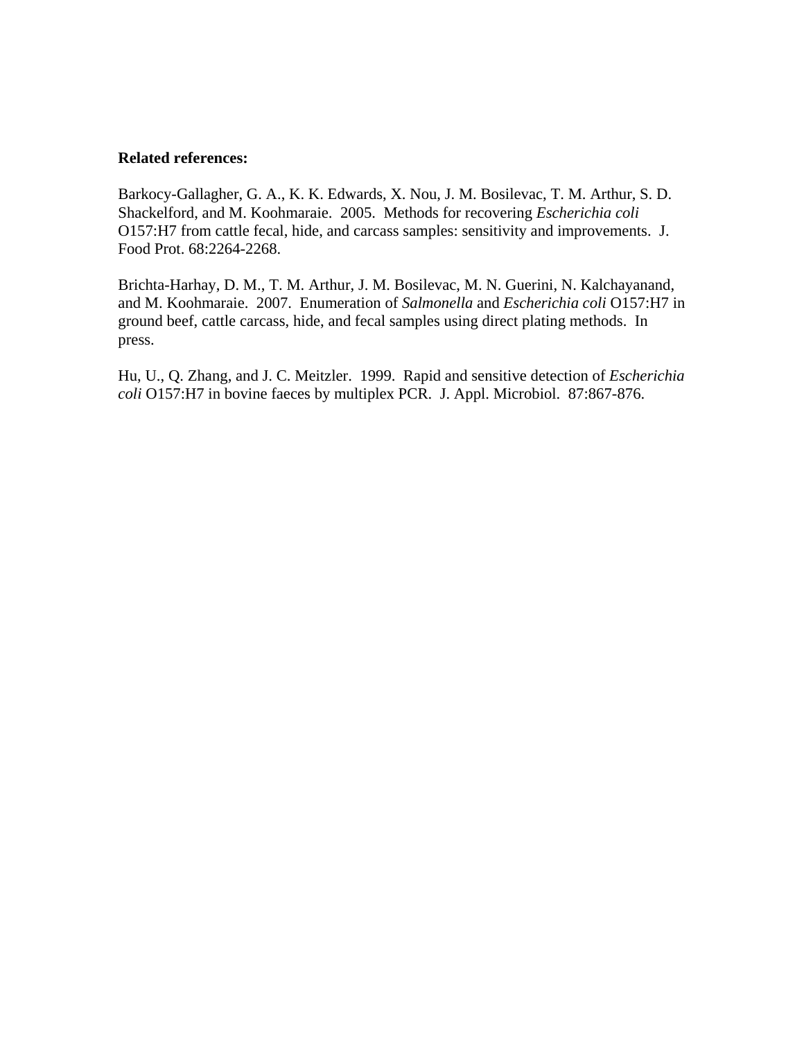**Related references:**

Barkocy-Gallagher, G. A., K. K. Edwards, X. Nou, J. M. Bosilevac, T. M. Arthur, S. D. Shackelford, and M. Koohmaraie. 2005. Methods for recovering *Escherichia coli* O157:H7 from cattle fecal, hide, and carcass samples: sensitivity and improvements. J. Food Prot. 68:2264-2268.

Brichta-Harhay, D. M., T. M. Arthur, J. M. Bosilevac, M. N. Guerini, N. Kalchayanand, and M. Koohmaraie. 2007. Enumeration of *Salmonella* and *Escherichia coli* O157:H7 in ground beef, cattle carcass, hide, and fecal samples using direct plating methods. In press.

Hu, U., Q. Zhang, and J. C. Meitzler. 1999. Rapid and sensitive detection of *Escherichia coli* O157:H7 in bovine faeces by multiplex PCR. J. Appl. Microbiol. 87:867-876.